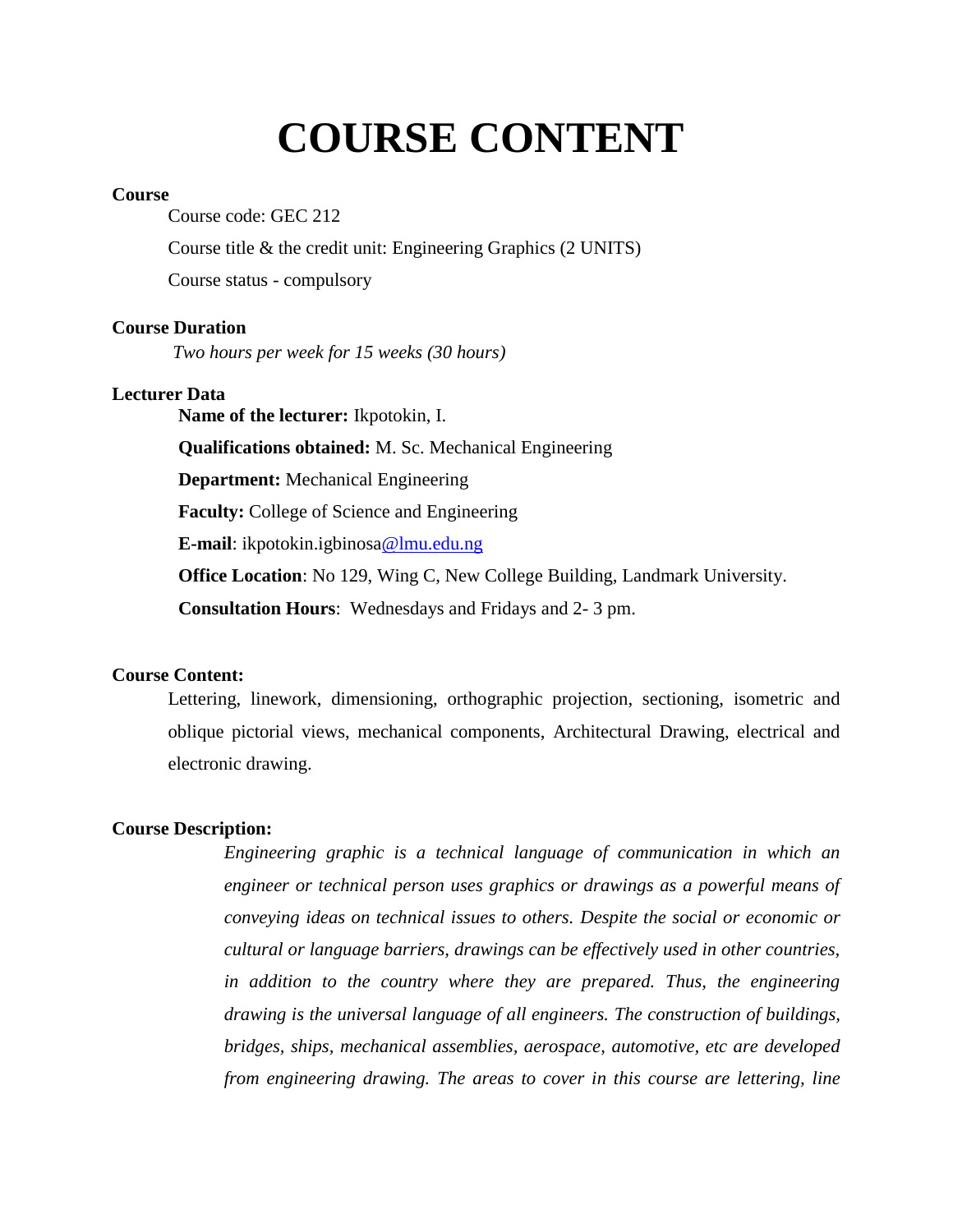# COURSE CONTENT

**Course**

Course code: GEC 212

Course title & the credit unit: Engineering Graphics (2 UNITS)

Course status - compulsory

**Course Duration**

*Two hours per week for 15 weeks (30 hours)*

**Lecturer Data**

**Name of the lecturer:** Ikpotokin, I.

**Qualifications obtained:** M. Sc. Mechanical Engineering

**Department:** Mechanical Engineering

**Faculty:** College of Science and Engineering

**E-mail**: ikpotokin.igbinosa@lmu.edu.ng

**Office Location**: No 129, Wing C, New College Building, Landmark University.

**Consultation Hours**: Wednesdays and Fridays and 2- 3 pm.

**Course Content:**

Lettering, linework, dimensioning, orthographic projection, sectioning, isometric and oblique pictorial views, mechanical components, Architectural Drawing, electrical and electronic drawing.

**Course Description:**

*Engineering graphic is a technical language of communication in which an engineer or technical person uses graphics or drawings as a powerful means of conveying ideas on technical issues to others. Despite the social or economic or cultural or language barriers, drawings can be effectively used in other countries, in addition to the country where they are prepared. Thus, the engineering drawing is the universal language of all engineers. The construction of buildings, bridges, ships, mechanical assemblies, aerospace, automotive, etc are developed from engineering drawing. The areas to cover in this course are lettering, line*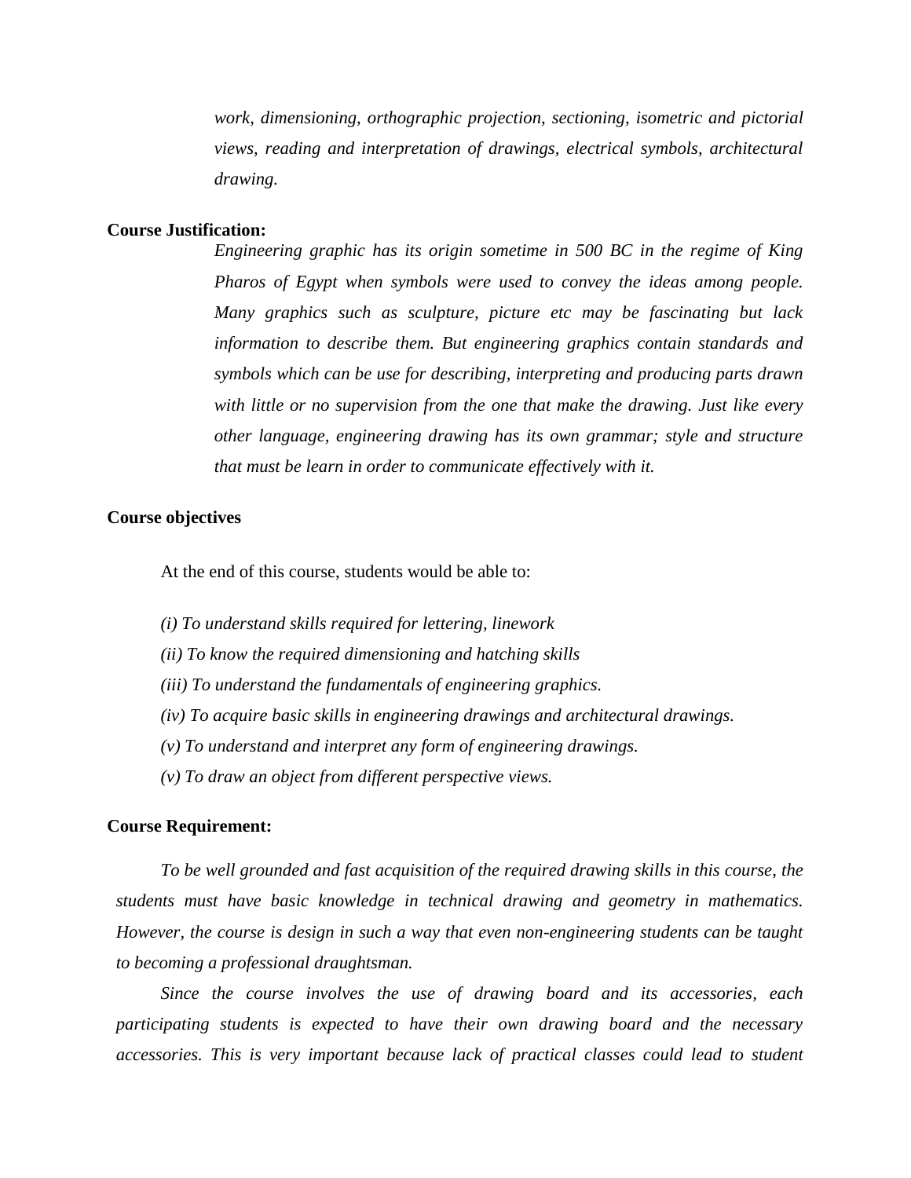*work, dimensioning, orthographic projection, sectioning, isometric and pictorial views, reading and interpretation of drawings, electrical symbols, architectural drawing.*

**Course Justification:**

*Engineering graphic has its origin sometime in 500 BC in the regime of King Pharos of Egypt when symbols were used to convey the ideas among people. Many graphics such as sculpture, picture etc may be fascinating but lack information to describe them. But engineering graphics contain standards and symbols which can be use for describing, interpreting and producing parts drawn with little or no supervision from the one that make the drawing. Just like every other language, engineering drawing has its own grammar; style and structure that must be learn in order to communicate effectively with it.*

**Course objectives**

At the end of this course, students would be able to:

*(i) To understand skills required for lettering, linework*

*(ii) To know the required dimensioning and hatching skills*

*(iii) To understand the fundamentals of engineering graphics.*

*(iv) To acquire basic skills in engineering drawings and architectural drawings.*

*(v) To understand and interpret any form of engineering drawings.*

*(v) To draw an object from different perspective views.*

**Course Requirement:**

*To be well grounded and fast acquisition of the required drawing skills in this course, the students must have basic knowledge in technical drawing and geometry in mathematics. However, the course is design in such a way that even non-engineering students can be taught to becoming a professional draughtsman.*

*Since the course involves the use of drawing board and its accessories, each participating students is expected to have their own drawing board and the necessary accessories. This is very important because lack of practical classes could lead to student*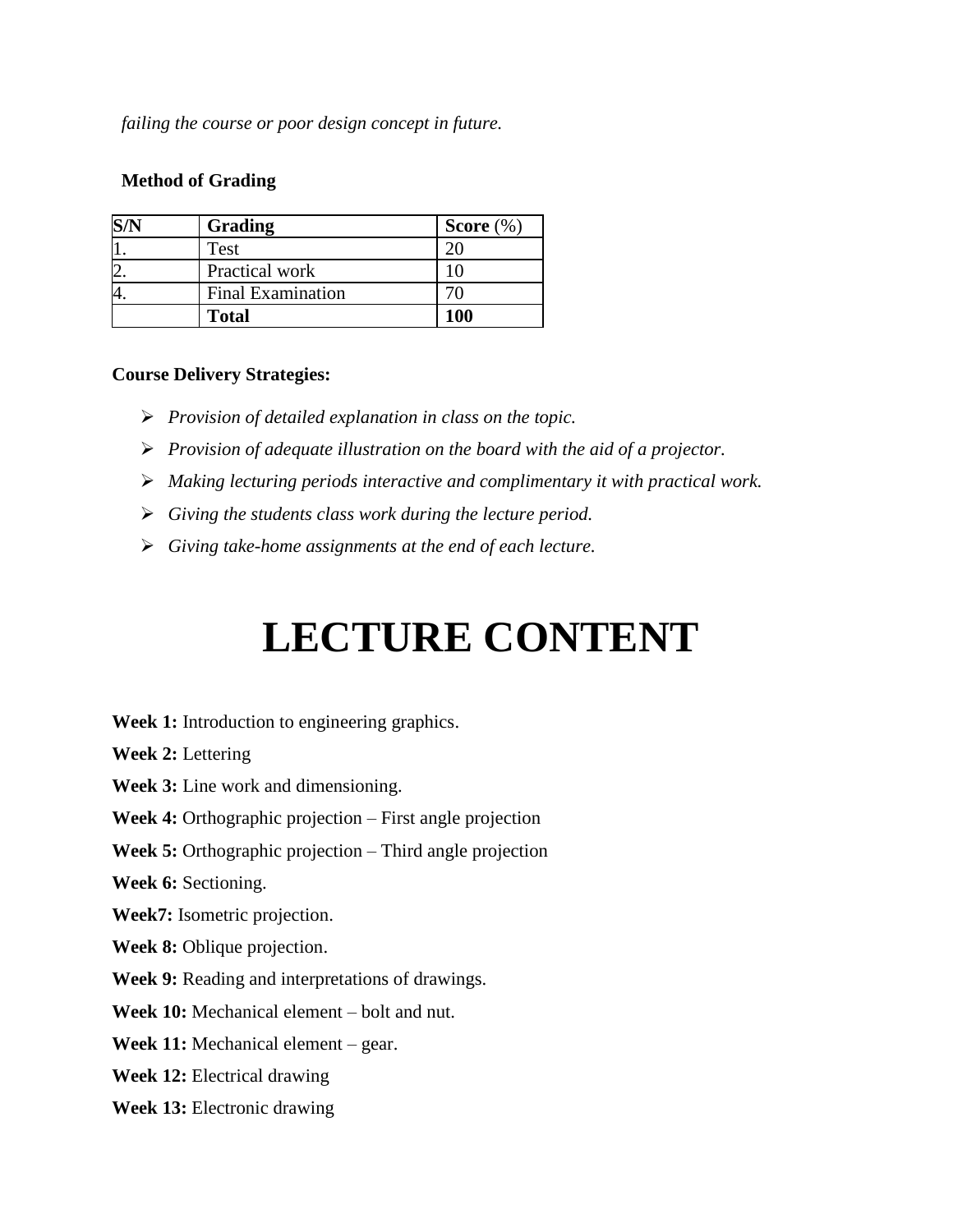*failing the course or poor design concept in future.*

**Method of Grading**

| S/N | Grading | Score (%) |
|---|---|---|
| 1. | Test | 20 |
| 2. | Practical work | 10 |
| 4. | Final Examination | 70 |
| | **Total** | **100** |

**Course Delivery Strategies:**

- *Provision of detailed explanation in class on the topic.*
- *Provision of adequate illustration on the board with the aid of a projector.*
- *Making lecturing periods interactive and complimentary it with practical work.*
- *Giving the students class work during the lecture period.*
- *Giving take-home assignments at the end of each lecture.*

# LECTURE CONTENT

**Week 1:** Introduction to engineering graphics.

**Week 2:** Lettering

**Week 3:** Line work and dimensioning.

**Week 4:** Orthographic projection – First angle projection

**Week 5:** Orthographic projection – Third angle projection

**Week 6:** Sectioning.

**Week7:** Isometric projection.

**Week 8:** Oblique projection.

**Week 9:** Reading and interpretations of drawings.

**Week 10:** Mechanical element – bolt and nut.

**Week 11:** Mechanical element – gear.

**Week 12:** Electrical drawing

**Week 13:** Electronic drawing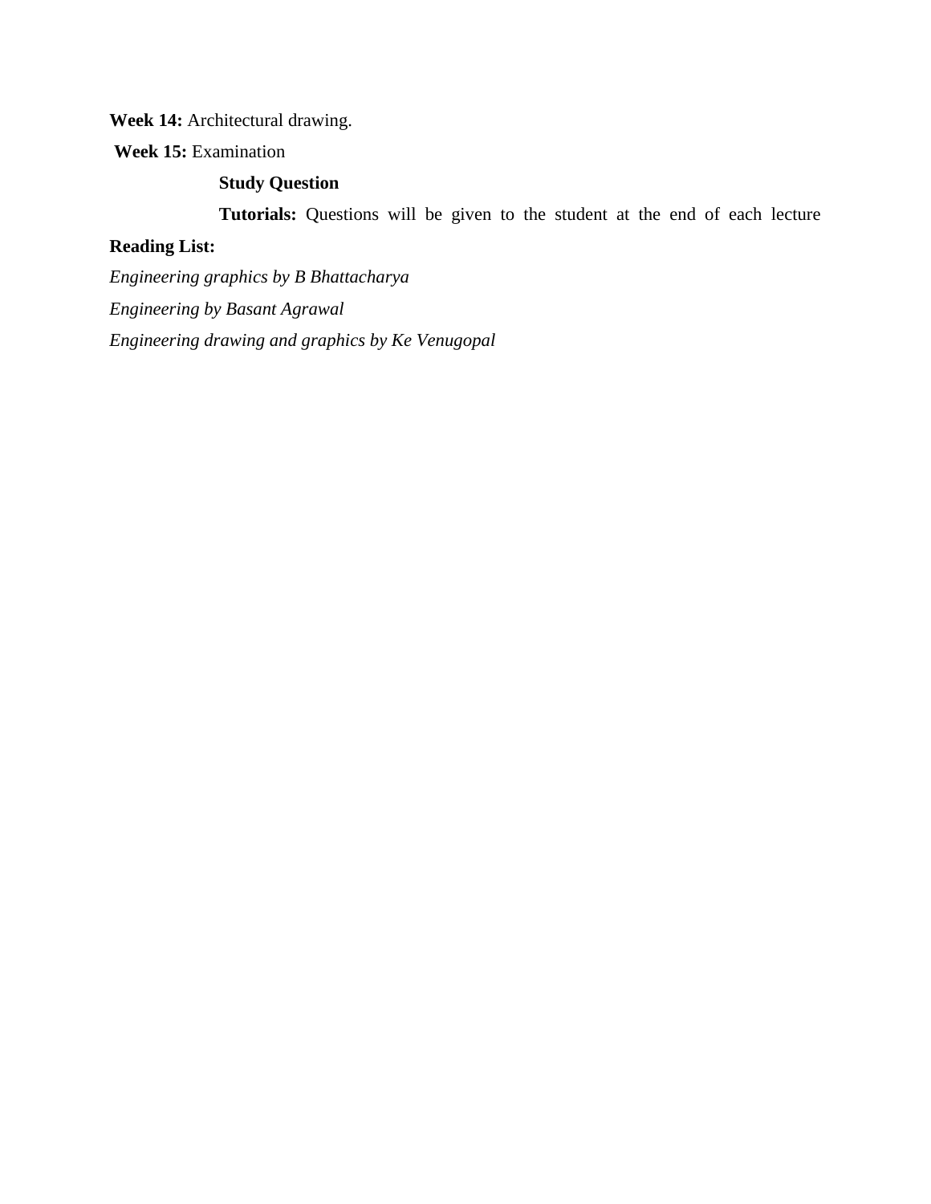**Week 14:** Architectural drawing.

**Week 15:** Examination

**Study Question**

**Tutorials:** Questions will be given to the student at the end of each lecture

**Reading List:**

*Engineering graphics by B Bhattacharya*

*Engineering by Basant Agrawal*

*Engineering drawing and graphics by Ke Venugopal*